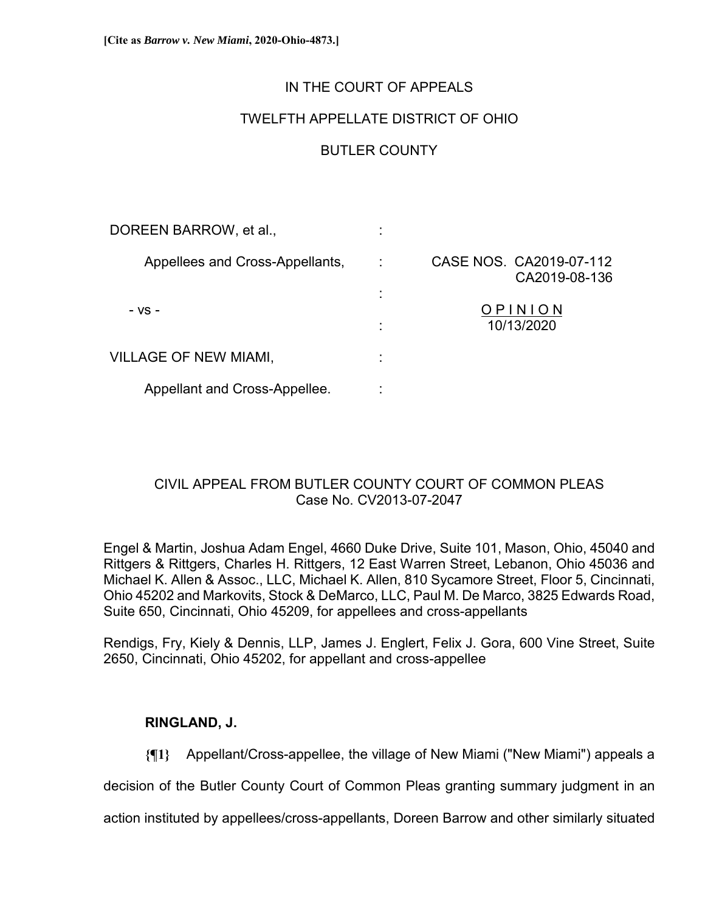**[Cite as *Barrow v. New Miami*, 2020-Ohio-4873.]**

IN THE COURT OF APPEALS

TWELFTH APPELLATE DISTRICT OF OHIO

BUTLER COUNTY

DOREEN BARROW, et al.,

Appellees and Cross-Appellants,

- vs -

VILLAGE OF NEW MIAMI,

Appellant and Cross-Appellee.

CASE NOS. CA2019-07-112
CA2019-08-136

O P I N I O N
10/13/2020

CIVIL APPEAL FROM BUTLER COUNTY COURT OF COMMON PLEAS
Case No. CV2013-07-2047

Engel & Martin, Joshua Adam Engel, 4660 Duke Drive, Suite 101, Mason, Ohio, 45040 and Rittgers & Rittgers, Charles H. Rittgers, 12 East Warren Street, Lebanon, Ohio 45036 and Michael K. Allen & Assoc., LLC, Michael K. Allen, 810 Sycamore Street, Floor 5, Cincinnati, Ohio 45202 and Markovits, Stock & DeMarco, LLC, Paul M. De Marco, 3825 Edwards Road, Suite 650, Cincinnati, Ohio 45209, for appellees and cross-appellants

Rendigs, Fry, Kiely & Dennis, LLP, James J. Englert, Felix J. Gora, 600 Vine Street, Suite 2650, Cincinnati, Ohio 45202, for appellant and cross-appellee

**RINGLAND, J.**

**{¶1}** Appellant/Cross-appellee, the village of New Miami ("New Miami") appeals a decision of the Butler County Court of Common Pleas granting summary judgment in an action instituted by appellees/cross-appellants, Doreen Barrow and other similarly situated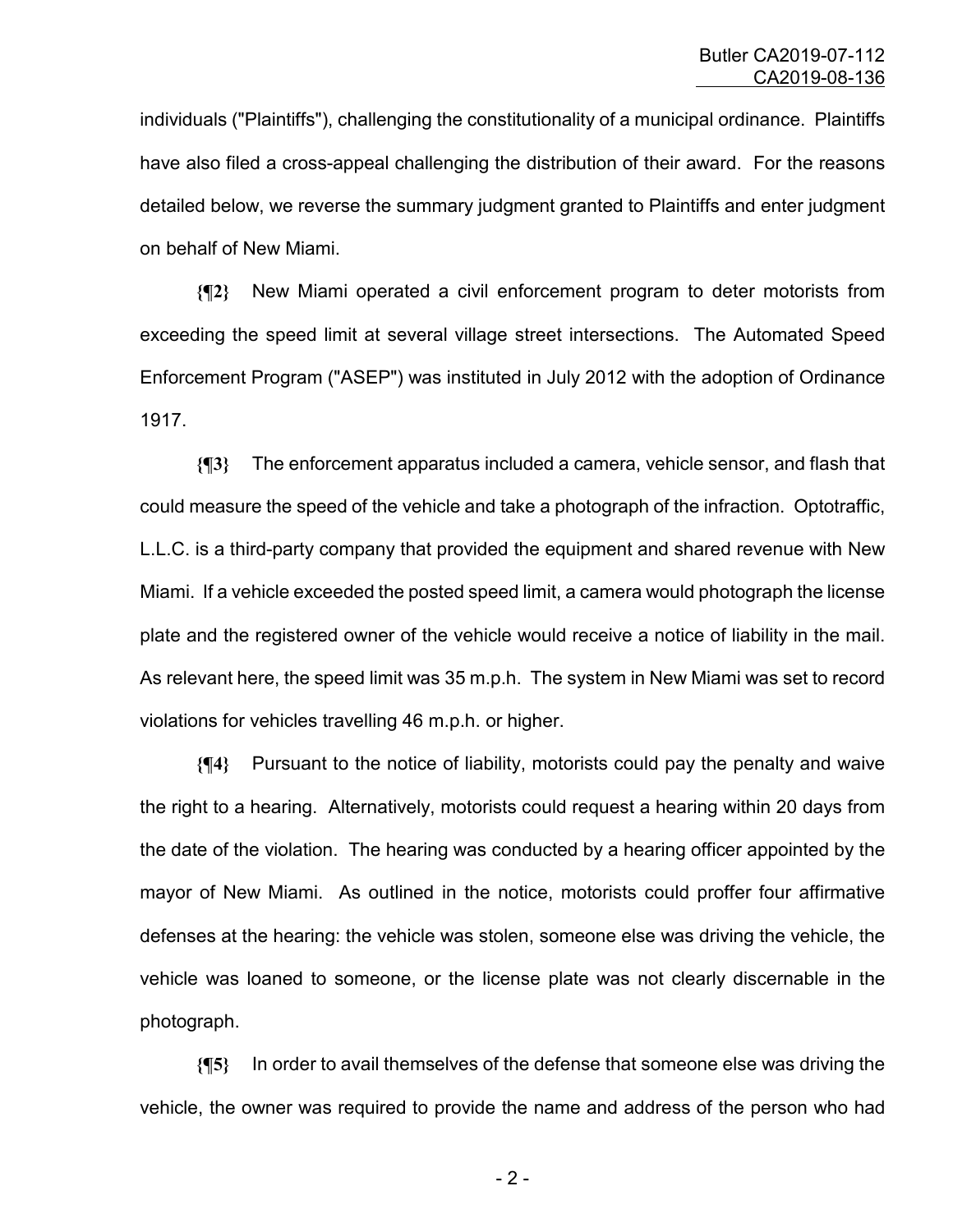individuals ("Plaintiffs"), challenging the constitutionality of a municipal ordinance. Plaintiffs have also filed a cross-appeal challenging the distribution of their award. For the reasons detailed below, we reverse the summary judgment granted to Plaintiffs and enter judgment on behalf of New Miami.

**{¶2}** New Miami operated a civil enforcement program to deter motorists from exceeding the speed limit at several village street intersections. The Automated Speed Enforcement Program ("ASEP") was instituted in July 2012 with the adoption of Ordinance 1917.

**{¶3}** The enforcement apparatus included a camera, vehicle sensor, and flash that could measure the speed of the vehicle and take a photograph of the infraction. Optotraffic, L.L.C. is a third-party company that provided the equipment and shared revenue with New Miami. If a vehicle exceeded the posted speed limit, a camera would photograph the license plate and the registered owner of the vehicle would receive a notice of liability in the mail. As relevant here, the speed limit was 35 m.p.h. The system in New Miami was set to record violations for vehicles travelling 46 m.p.h. or higher.

**{¶4}** Pursuant to the notice of liability, motorists could pay the penalty and waive the right to a hearing. Alternatively, motorists could request a hearing within 20 days from the date of the violation. The hearing was conducted by a hearing officer appointed by the mayor of New Miami. As outlined in the notice, motorists could proffer four affirmative defenses at the hearing: the vehicle was stolen, someone else was driving the vehicle, the vehicle was loaned to someone, or the license plate was not clearly discernable in the photograph.

**{¶5}** In order to avail themselves of the defense that someone else was driving the vehicle, the owner was required to provide the name and address of the person who had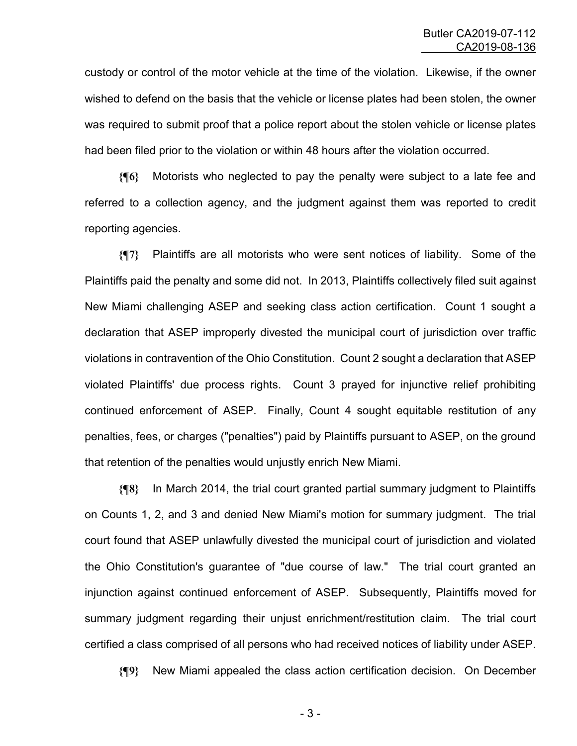custody or control of the motor vehicle at the time of the violation. Likewise, if the owner wished to defend on the basis that the vehicle or license plates had been stolen, the owner was required to submit proof that a police report about the stolen vehicle or license plates had been filed prior to the violation or within 48 hours after the violation occurred.

**{¶6}** Motorists who neglected to pay the penalty were subject to a late fee and referred to a collection agency, and the judgment against them was reported to credit reporting agencies.

**{¶7}** Plaintiffs are all motorists who were sent notices of liability. Some of the Plaintiffs paid the penalty and some did not. In 2013, Plaintiffs collectively filed suit against New Miami challenging ASEP and seeking class action certification. Count 1 sought a declaration that ASEP improperly divested the municipal court of jurisdiction over traffic violations in contravention of the Ohio Constitution. Count 2 sought a declaration that ASEP violated Plaintiffs' due process rights. Count 3 prayed for injunctive relief prohibiting continued enforcement of ASEP. Finally, Count 4 sought equitable restitution of any penalties, fees, or charges ("penalties") paid by Plaintiffs pursuant to ASEP, on the ground that retention of the penalties would unjustly enrich New Miami.

**{¶8}** In March 2014, the trial court granted partial summary judgment to Plaintiffs on Counts 1, 2, and 3 and denied New Miami's motion for summary judgment. The trial court found that ASEP unlawfully divested the municipal court of jurisdiction and violated the Ohio Constitution's guarantee of "due course of law." The trial court granted an injunction against continued enforcement of ASEP. Subsequently, Plaintiffs moved for summary judgment regarding their unjust enrichment/restitution claim. The trial court certified a class comprised of all persons who had received notices of liability under ASEP.

**{¶9}** New Miami appealed the class action certification decision. On December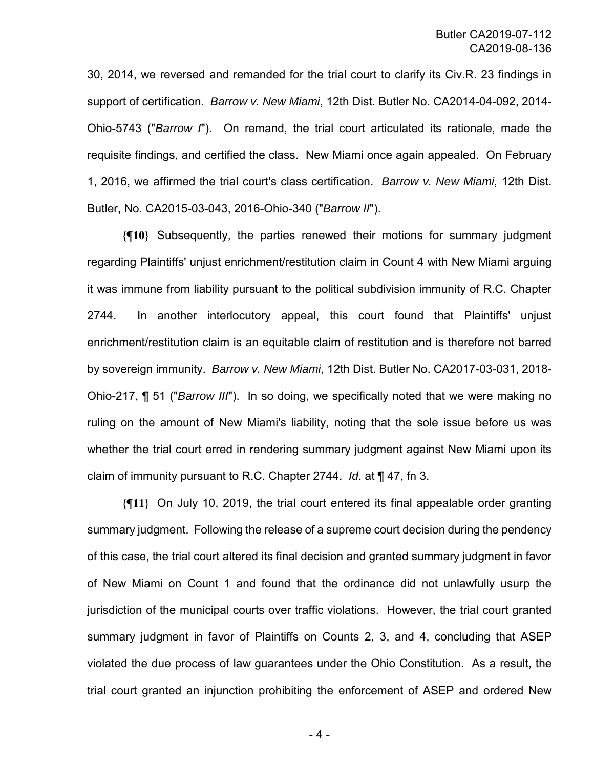30, 2014, we reversed and remanded for the trial court to clarify its Civ.R. 23 findings in support of certification. *Barrow v. New Miami*, 12th Dist. Butler No. CA2014-04-092, 2014-Ohio-5743 ("*Barrow I*"). On remand, the trial court articulated its rationale, made the requisite findings, and certified the class. New Miami once again appealed. On February 1, 2016, we affirmed the trial court's class certification. *Barrow v. New Miami*, 12th Dist. Butler, No. CA2015-03-043, 2016-Ohio-340 ("*Barrow II*").

**{¶10}** Subsequently, the parties renewed their motions for summary judgment regarding Plaintiffs' unjust enrichment/restitution claim in Count 4 with New Miami arguing it was immune from liability pursuant to the political subdivision immunity of R.C. Chapter 2744. In another interlocutory appeal, this court found that Plaintiffs' unjust enrichment/restitution claim is an equitable claim of restitution and is therefore not barred by sovereign immunity. *Barrow v. New Miami*, 12th Dist. Butler No. CA2017-03-031, 2018-Ohio-217, ¶ 51 ("*Barrow III*"). In so doing, we specifically noted that we were making no ruling on the amount of New Miami's liability, noting that the sole issue before us was whether the trial court erred in rendering summary judgment against New Miami upon its claim of immunity pursuant to R.C. Chapter 2744. *Id*. at ¶ 47, fn 3.

**{¶11}** On July 10, 2019, the trial court entered its final appealable order granting summary judgment. Following the release of a supreme court decision during the pendency of this case, the trial court altered its final decision and granted summary judgment in favor of New Miami on Count 1 and found that the ordinance did not unlawfully usurp the jurisdiction of the municipal courts over traffic violations. However, the trial court granted summary judgment in favor of Plaintiffs on Counts 2, 3, and 4, concluding that ASEP violated the due process of law guarantees under the Ohio Constitution. As a result, the trial court granted an injunction prohibiting the enforcement of ASEP and ordered New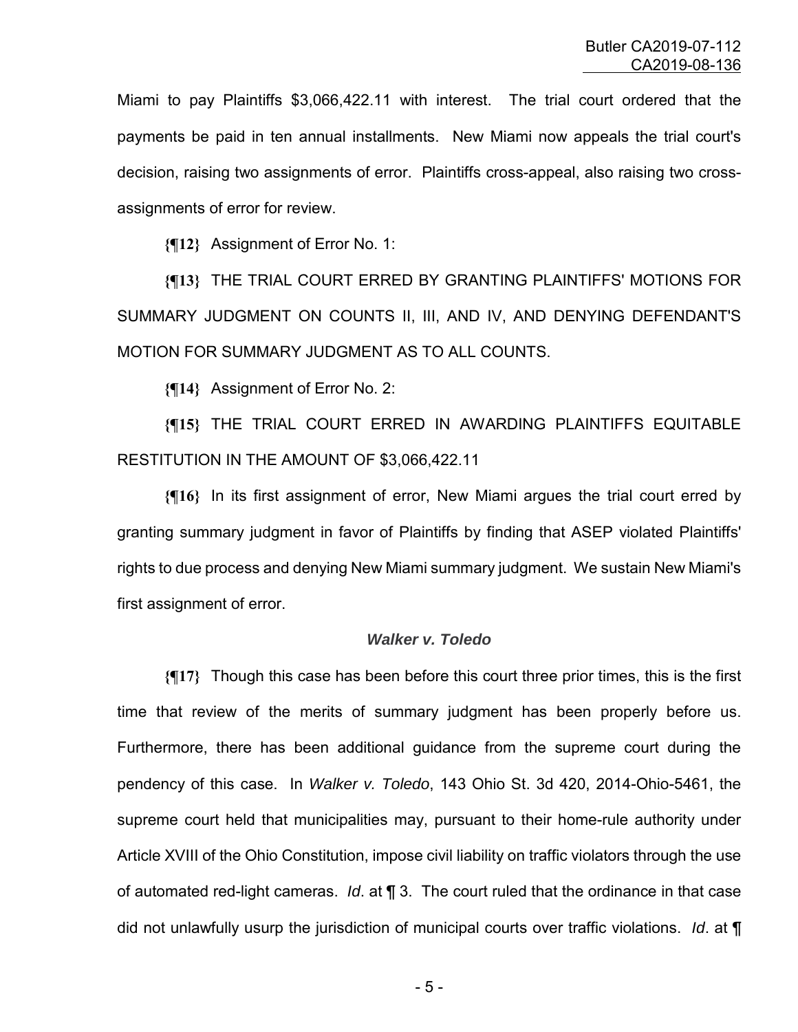Miami to pay Plaintiffs $3,066,422.11 with interest. The trial court ordered that the payments be paid in ten annual installments. New Miami now appeals the trial court's decision, raising two assignments of error. Plaintiffs cross-appeal, also raising two cross-assignments of error for review.

**{¶12}** Assignment of Error No. 1:

**{¶13}** THE TRIAL COURT ERRED BY GRANTING PLAINTIFFS' MOTIONS FOR SUMMARY JUDGMENT ON COUNTS II, III, AND IV, AND DENYING DEFENDANT'S MOTION FOR SUMMARY JUDGMENT AS TO ALL COUNTS.

**{¶14}** Assignment of Error No. 2:

**{¶15}** THE TRIAL COURT ERRED IN AWARDING PLAINTIFFS EQUITABLE RESTITUTION IN THE AMOUNT OF $3,066,422.11

**{¶16}** In its first assignment of error, New Miami argues the trial court erred by granting summary judgment in favor of Plaintiffs by finding that ASEP violated Plaintiffs' rights to due process and denying New Miami summary judgment. We sustain New Miami's first assignment of error.

### *Walker v. Toledo*

**{¶17}** Though this case has been before this court three prior times, this is the first time that review of the merits of summary judgment has been properly before us. Furthermore, there has been additional guidance from the supreme court during the pendency of this case. In *Walker v. Toledo*, 143 Ohio St. 3d 420, 2014-Ohio-5461, the supreme court held that municipalities may, pursuant to their home-rule authority under Article XVIII of the Ohio Constitution, impose civil liability on traffic violators through the use of automated red-light cameras. *Id*. at ¶ 3. The court ruled that the ordinance in that case did not unlawfully usurp the jurisdiction of municipal courts over traffic violations. *Id*. at ¶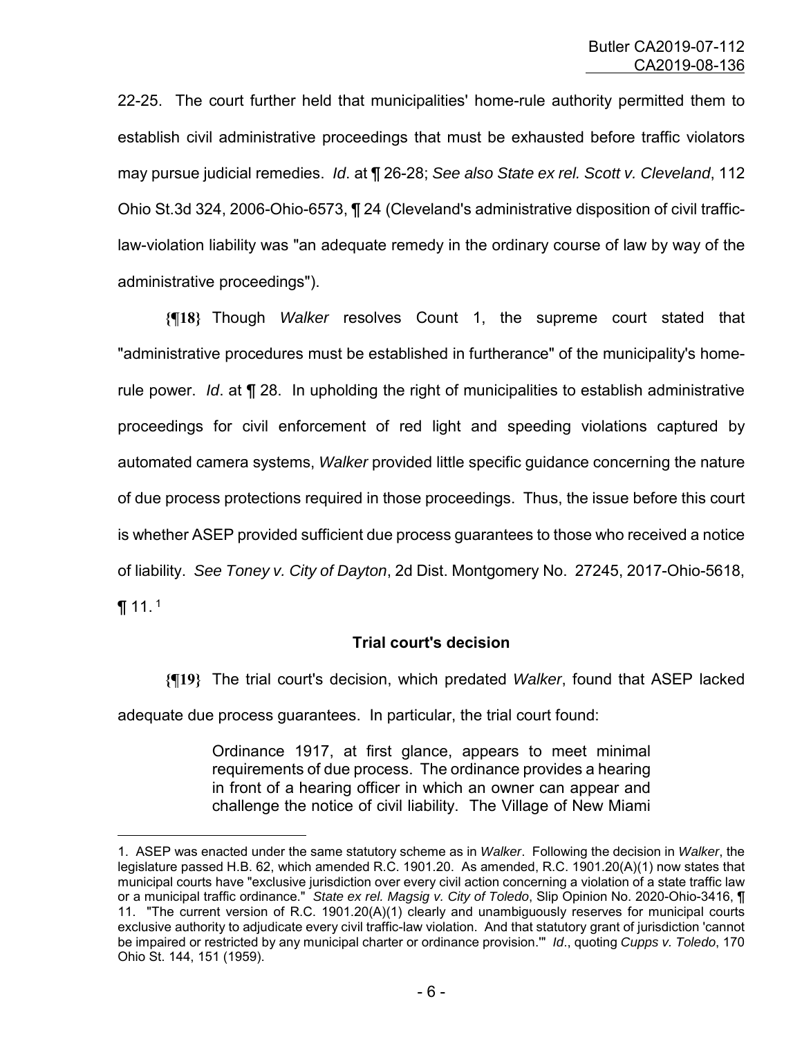22-25. The court further held that municipalities' home-rule authority permitted them to establish civil administrative proceedings that must be exhausted before traffic violators may pursue judicial remedies. *Id*. at ¶ 26-28; *See also State ex rel. Scott v. Cleveland*, 112 Ohio St.3d 324, 2006-Ohio-6573, ¶ 24 (Cleveland's administrative disposition of civil traffic-law-violation liability was "an adequate remedy in the ordinary course of law by way of the administrative proceedings").

**{¶18}** Though *Walker* resolves Count 1, the supreme court stated that "administrative procedures must be established in furtherance" of the municipality's home-rule power. *Id*. at ¶ 28. In upholding the right of municipalities to establish administrative proceedings for civil enforcement of red light and speeding violations captured by automated camera systems, *Walker* provided little specific guidance concerning the nature of due process protections required in those proceedings. Thus, the issue before this court is whether ASEP provided sufficient due process guarantees to those who received a notice of liability. *See Toney v. City of Dayton*, 2d Dist. Montgomery No. 27245, 2017-Ohio-5618, ¶ 11.[1]

### Trial court's decision

**{¶19}** The trial court's decision, which predated *Walker*, found that ASEP lacked adequate due process guarantees. In particular, the trial court found:

> Ordinance 1917, at first glance, appears to meet minimal requirements of due process. The ordinance provides a hearing in front of a hearing officer in which an owner can appear and challenge the notice of civil liability. The Village of New Miami

---

1. ASEP was enacted under the same statutory scheme as in *Walker*. Following the decision in *Walker*, the legislature passed H.B. 62, which amended R.C. 1901.20. As amended, R.C. 1901.20(A)(1) now states that municipal courts have "exclusive jurisdiction over every civil action concerning a violation of a state traffic law or a municipal traffic ordinance." *State ex rel. Magsig v. City of Toledo*, Slip Opinion No. 2020-Ohio-3416, ¶ 11. "The current version of R.C. 1901.20(A)(1) clearly and unambiguously reserves for municipal courts exclusive authority to adjudicate every civil traffic-law violation. And that statutory grant of jurisdiction 'cannot be impaired or restricted by any municipal charter or ordinance provision.'" *Id*., quoting *Cupps v. Toledo*, 170 Ohio St. 144, 151 (1959).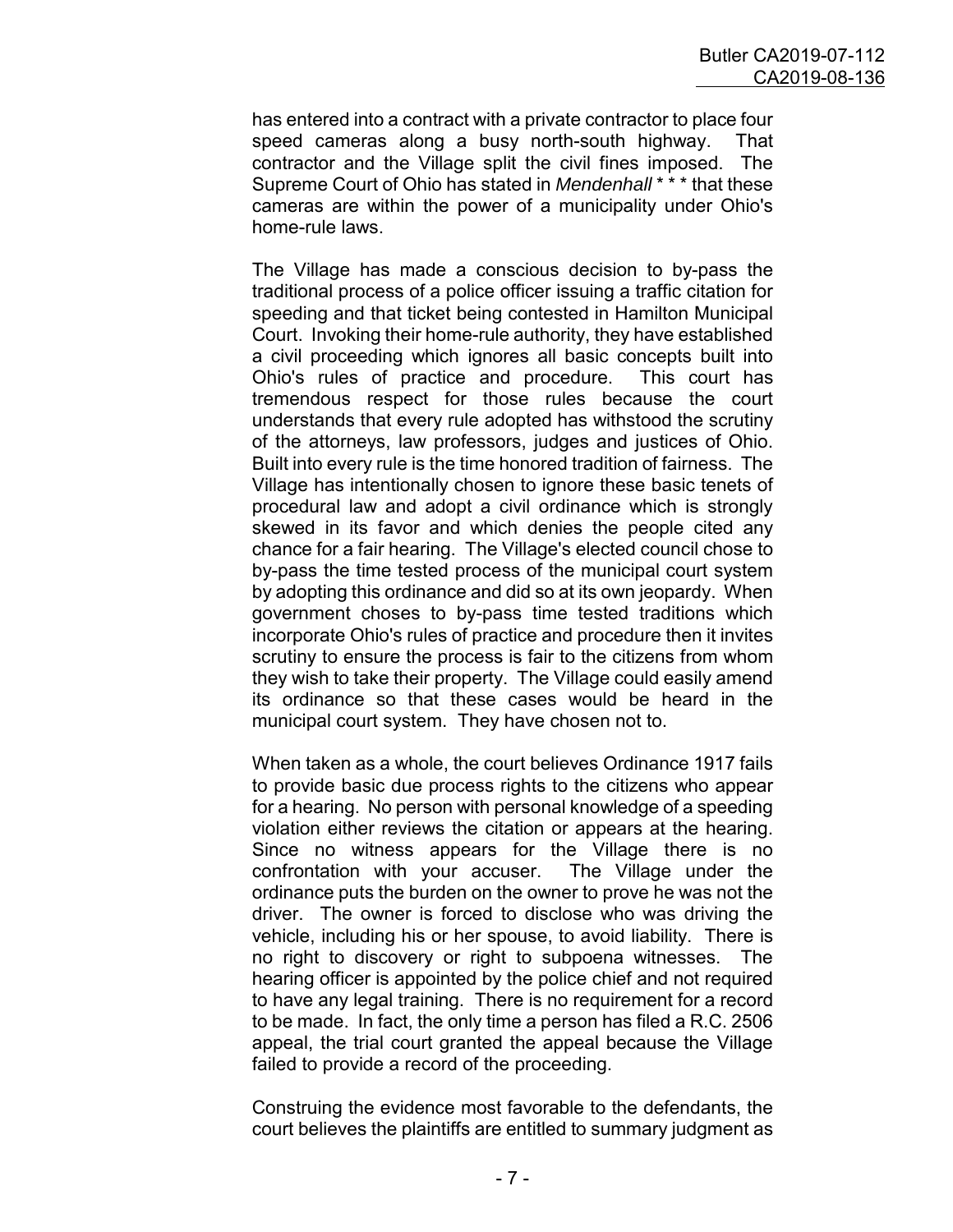has entered into a contract with a private contractor to place four speed cameras along a busy north-south highway. That contractor and the Village split the civil fines imposed. The Supreme Court of Ohio has stated in *Mendenhall* * * * that these cameras are within the power of a municipality under Ohio's home-rule laws.

The Village has made a conscious decision to by-pass the traditional process of a police officer issuing a traffic citation for speeding and that ticket being contested in Hamilton Municipal Court. Invoking their home-rule authority, they have established a civil proceeding which ignores all basic concepts built into Ohio's rules of practice and procedure. This court has tremendous respect for those rules because the court understands that every rule adopted has withstood the scrutiny of the attorneys, law professors, judges and justices of Ohio. Built into every rule is the time honored tradition of fairness. The Village has intentionally chosen to ignore these basic tenets of procedural law and adopt a civil ordinance which is strongly skewed in its favor and which denies the people cited any chance for a fair hearing. The Village's elected council chose to by-pass the time tested process of the municipal court system by adopting this ordinance and did so at its own jeopardy. When government choses to by-pass time tested traditions which incorporate Ohio's rules of practice and procedure then it invites scrutiny to ensure the process is fair to the citizens from whom they wish to take their property. The Village could easily amend its ordinance so that these cases would be heard in the municipal court system. They have chosen not to.

When taken as a whole, the court believes Ordinance 1917 fails to provide basic due process rights to the citizens who appear for a hearing. No person with personal knowledge of a speeding violation either reviews the citation or appears at the hearing. Since no witness appears for the Village there is no confrontation with your accuser. The Village under the ordinance puts the burden on the owner to prove he was not the driver. The owner is forced to disclose who was driving the vehicle, including his or her spouse, to avoid liability. There is no right to discovery or right to subpoena witnesses. The hearing officer is appointed by the police chief and not required to have any legal training. There is no requirement for a record to be made. In fact, the only time a person has filed a R.C. 2506 appeal, the trial court granted the appeal because the Village failed to provide a record of the proceeding.

Construing the evidence most favorable to the defendants, the court believes the plaintiffs are entitled to summary judgment as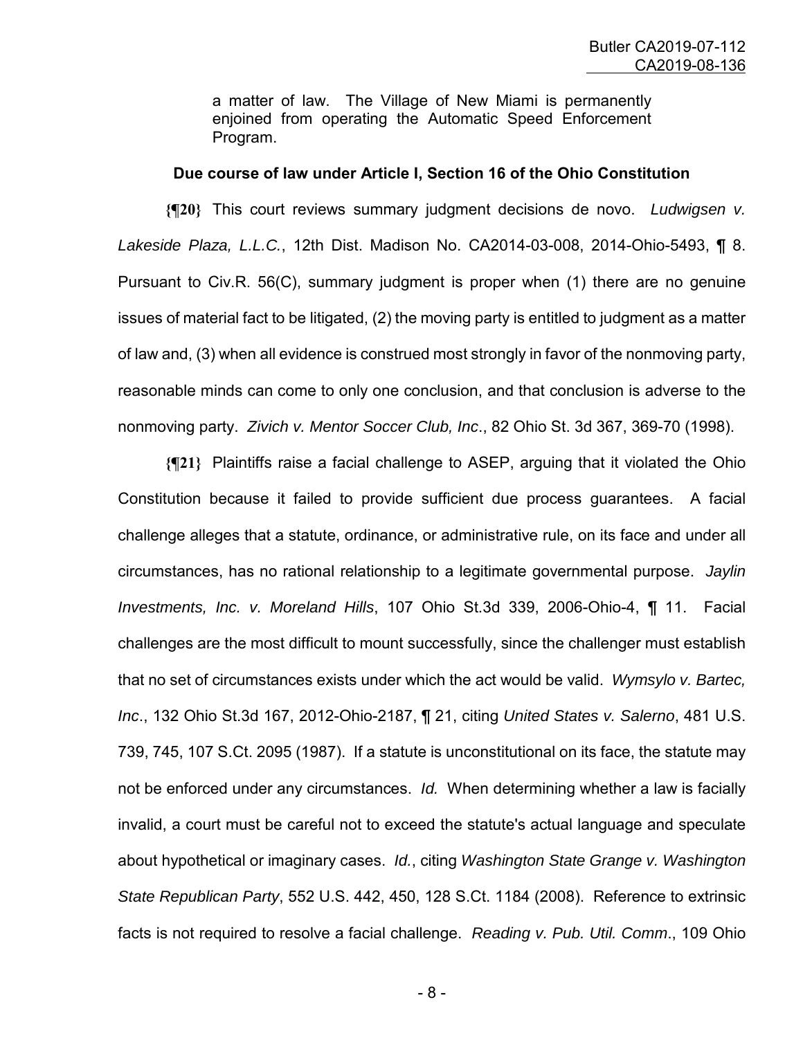> a matter of law. The Village of New Miami is permanently enjoined from operating the Automatic Speed Enforcement Program.

**Due course of law under Article I, Section 16 of the Ohio Constitution**

**{¶20}** This court reviews summary judgment decisions de novo. *Ludwigsen v. Lakeside Plaza, L.L.C.*, 12th Dist. Madison No. CA2014-03-008, 2014-Ohio-5493, ¶ 8. Pursuant to Civ.R. 56(C), summary judgment is proper when (1) there are no genuine issues of material fact to be litigated, (2) the moving party is entitled to judgment as a matter of law and, (3) when all evidence is construed most strongly in favor of the nonmoving party, reasonable minds can come to only one conclusion, and that conclusion is adverse to the nonmoving party. *Zivich v. Mentor Soccer Club, Inc*., 82 Ohio St. 3d 367, 369-70 (1998).

**{¶21}** Plaintiffs raise a facial challenge to ASEP, arguing that it violated the Ohio Constitution because it failed to provide sufficient due process guarantees. A facial challenge alleges that a statute, ordinance, or administrative rule, on its face and under all circumstances, has no rational relationship to a legitimate governmental purpose. *Jaylin Investments, Inc. v. Moreland Hills*, 107 Ohio St.3d 339, 2006-Ohio-4, ¶ 11. Facial challenges are the most difficult to mount successfully, since the challenger must establish that no set of circumstances exists under which the act would be valid. *Wymsylo v. Bartec, Inc*., 132 Ohio St.3d 167, 2012-Ohio-2187, ¶ 21, citing *United States v. Salerno*, 481 U.S. 739, 745, 107 S.Ct. 2095 (1987). If a statute is unconstitutional on its face, the statute may not be enforced under any circumstances. *Id.* When determining whether a law is facially invalid, a court must be careful not to exceed the statute's actual language and speculate about hypothetical or imaginary cases. *Id.*, citing *Washington State Grange v. Washington State Republican Party*, 552 U.S. 442, 450, 128 S.Ct. 1184 (2008). Reference to extrinsic facts is not required to resolve a facial challenge. *Reading v. Pub. Util. Comm*., 109 Ohio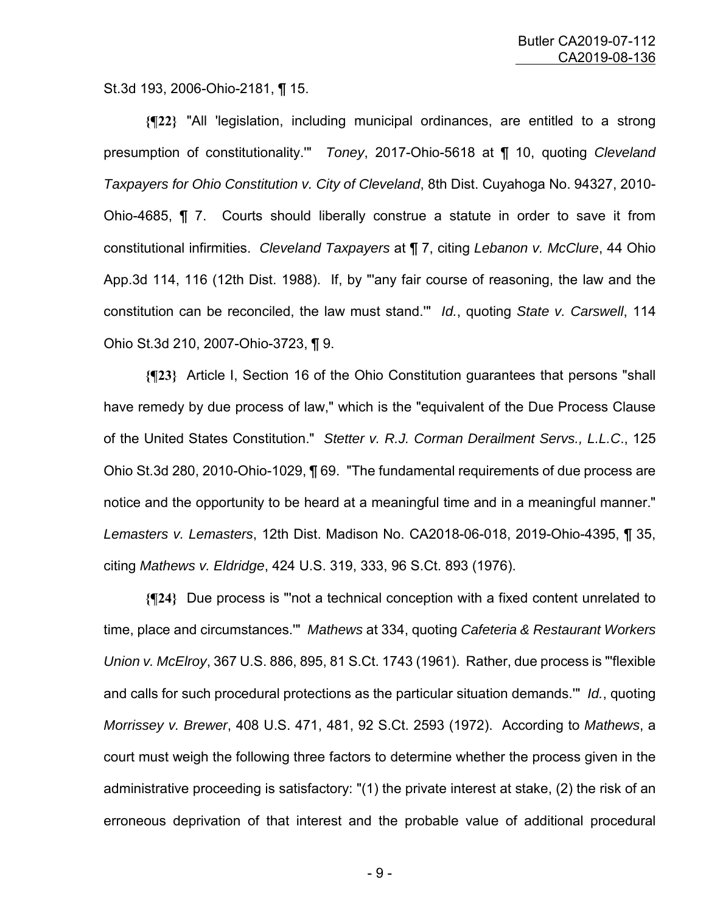St.3d 193, 2006-Ohio-2181, ¶ 15.

**{¶22}** "All 'legislation, including municipal ordinances, are entitled to a strong presumption of constitutionality.'" *Toney*, 2017-Ohio-5618 at ¶ 10, quoting *Cleveland Taxpayers for Ohio Constitution v. City of Cleveland*, 8th Dist. Cuyahoga No. 94327, 2010-Ohio-4685, ¶ 7. Courts should liberally construe a statute in order to save it from constitutional infirmities. *Cleveland Taxpayers* at ¶ 7, citing *Lebanon v. McClure*, 44 Ohio App.3d 114, 116 (12th Dist. 1988). If, by "'any fair course of reasoning, the law and the constitution can be reconciled, the law must stand.'" *Id.*, quoting *State v. Carswell*, 114 Ohio St.3d 210, 2007-Ohio-3723, ¶ 9.

**{¶23}** Article I, Section 16 of the Ohio Constitution guarantees that persons "shall have remedy by due process of law," which is the "equivalent of the Due Process Clause of the United States Constitution." *Stetter v. R.J. Corman Derailment Servs., L.L.C.*, 125 Ohio St.3d 280, 2010-Ohio-1029, ¶ 69. "The fundamental requirements of due process are notice and the opportunity to be heard at a meaningful time and in a meaningful manner." *Lemasters v. Lemasters*, 12th Dist. Madison No. CA2018-06-018, 2019-Ohio-4395, ¶ 35, citing *Mathews v. Eldridge*, 424 U.S. 319, 333, 96 S.Ct. 893 (1976).

**{¶24}** Due process is "'not a technical conception with a fixed content unrelated to time, place and circumstances.'" *Mathews* at 334, quoting *Cafeteria & Restaurant Workers Union v. McElroy*, 367 U.S. 886, 895, 81 S.Ct. 1743 (1961). Rather, due process is "'flexible and calls for such procedural protections as the particular situation demands.'" *Id.*, quoting *Morrissey v. Brewer*, 408 U.S. 471, 481, 92 S.Ct. 2593 (1972). According to *Mathews*, a court must weigh the following three factors to determine whether the process given in the administrative proceeding is satisfactory: "(1) the private interest at stake, (2) the risk of an erroneous deprivation of that interest and the probable value of additional procedural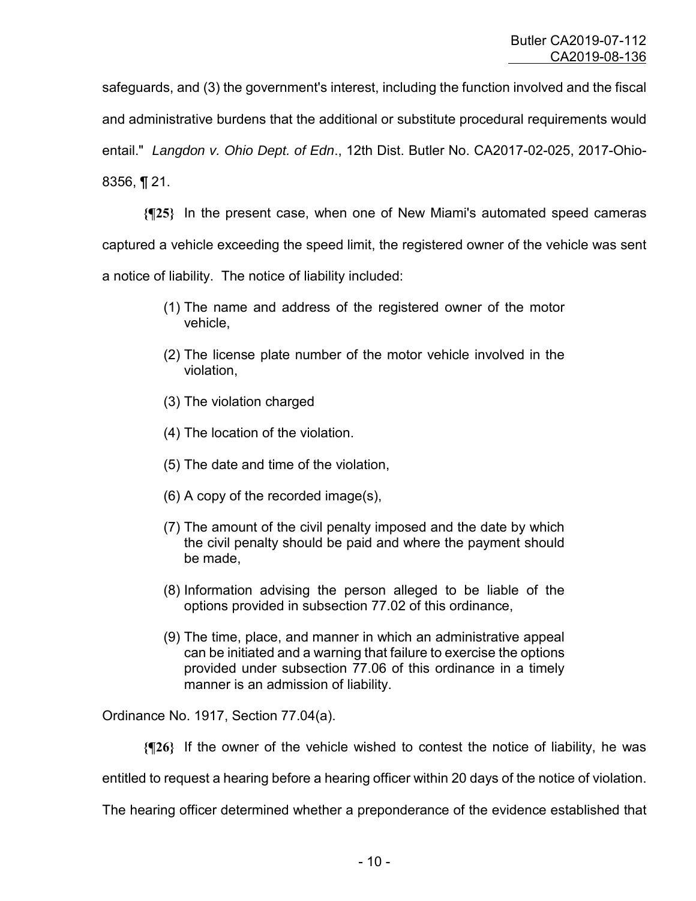safeguards, and (3) the government's interest, including the function involved and the fiscal and administrative burdens that the additional or substitute procedural requirements would entail." *Langdon v. Ohio Dept. of Edn*., 12th Dist. Butler No. CA2017-02-025, 2017-Ohio-8356, ¶ 21.

**{¶25}** In the present case, when one of New Miami's automated speed cameras captured a vehicle exceeding the speed limit, the registered owner of the vehicle was sent a notice of liability. The notice of liability included:

> (1) The name and address of the registered owner of the motor vehicle,
>
> (2) The license plate number of the motor vehicle involved in the violation,
>
> (3) The violation charged
>
> (4) The location of the violation.
>
> (5) The date and time of the violation,
>
> (6) A copy of the recorded image(s),
>
> (7) The amount of the civil penalty imposed and the date by which the civil penalty should be paid and where the payment should be made,
>
> (8) Information advising the person alleged to be liable of the options provided in subsection 77.02 of this ordinance,
>
> (9) The time, place, and manner in which an administrative appeal can be initiated and a warning that failure to exercise the options provided under subsection 77.06 of this ordinance in a timely manner is an admission of liability.

Ordinance No. 1917, Section 77.04(a).

**{¶26}** If the owner of the vehicle wished to contest the notice of liability, he was entitled to request a hearing before a hearing officer within 20 days of the notice of violation. The hearing officer determined whether a preponderance of the evidence established that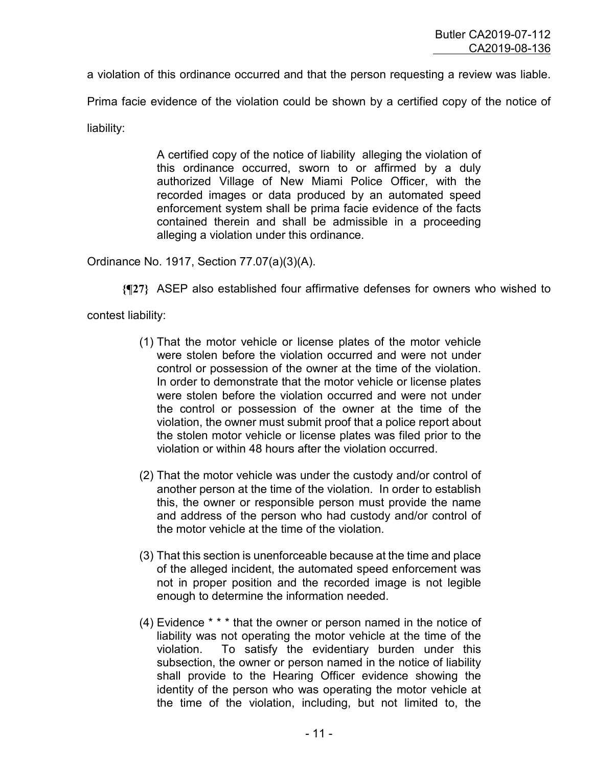a violation of this ordinance occurred and that the person requesting a review was liable. Prima facie evidence of the violation could be shown by a certified copy of the notice of liability:

> A certified copy of the notice of liability alleging the violation of this ordinance occurred, sworn to or affirmed by a duly authorized Village of New Miami Police Officer, with the recorded images or data produced by an automated speed enforcement system shall be prima facie evidence of the facts contained therein and shall be admissible in a proceeding alleging a violation under this ordinance.

Ordinance No. 1917, Section 77.07(a)(3)(A).

**{¶27}** ASEP also established four affirmative defenses for owners who wished to contest liability:

> (1) That the motor vehicle or license plates of the motor vehicle were stolen before the violation occurred and were not under control or possession of the owner at the time of the violation. In order to demonstrate that the motor vehicle or license plates were stolen before the violation occurred and were not under the control or possession of the owner at the time of the violation, the owner must submit proof that a police report about the stolen motor vehicle or license plates was filed prior to the violation or within 48 hours after the violation occurred.
>
> (2) That the motor vehicle was under the custody and/or control of another person at the time of the violation. In order to establish this, the owner or responsible person must provide the name and address of the person who had custody and/or control of the motor vehicle at the time of the violation.
>
> (3) That this section is unenforceable because at the time and place of the alleged incident, the automated speed enforcement was not in proper position and the recorded image is not legible enough to determine the information needed.
>
> (4) Evidence * * * that the owner or person named in the notice of liability was not operating the motor vehicle at the time of the violation. To satisfy the evidentiary burden under this subsection, the owner or person named in the notice of liability shall provide to the Hearing Officer evidence showing the identity of the person who was operating the motor vehicle at the time of the violation, including, but not limited to, the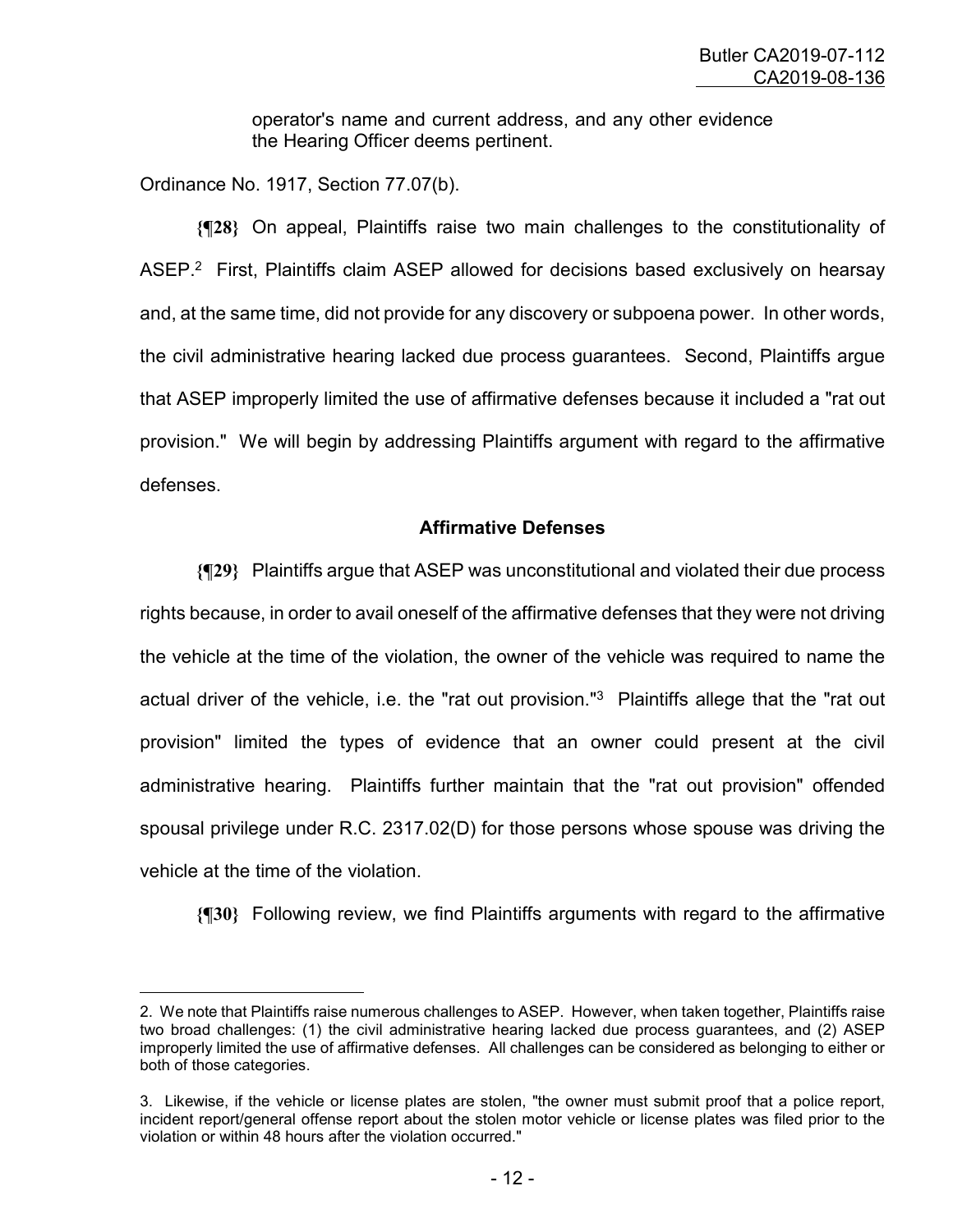operator's name and current address, and any other evidence the Hearing Officer deems pertinent.

Ordinance No. 1917, Section 77.07(b).

**{¶28}** On appeal, Plaintiffs raise two main challenges to the constitutionality of ASEP.[2] First, Plaintiffs claim ASEP allowed for decisions based exclusively on hearsay and, at the same time, did not provide for any discovery or subpoena power. In other words, the civil administrative hearing lacked due process guarantees. Second, Plaintiffs argue that ASEP improperly limited the use of affirmative defenses because it included a "rat out provision." We will begin by addressing Plaintiffs argument with regard to the affirmative defenses.

### Affirmative Defenses

**{¶29}** Plaintiffs argue that ASEP was unconstitutional and violated their due process rights because, in order to avail oneself of the affirmative defenses that they were not driving the vehicle at the time of the violation, the owner of the vehicle was required to name the actual driver of the vehicle, i.e. the "rat out provision."[3] Plaintiffs allege that the "rat out provision" limited the types of evidence that an owner could present at the civil administrative hearing. Plaintiffs further maintain that the "rat out provision" offended spousal privilege under R.C. 2317.02(D) for those persons whose spouse was driving the vehicle at the time of the violation.

**{¶30}** Following review, we find Plaintiffs arguments with regard to the affirmative

---

2. We note that Plaintiffs raise numerous challenges to ASEP. However, when taken together, Plaintiffs raise two broad challenges: (1) the civil administrative hearing lacked due process guarantees, and (2) ASEP improperly limited the use of affirmative defenses. All challenges can be considered as belonging to either or both of those categories.

3. Likewise, if the vehicle or license plates are stolen, "the owner must submit proof that a police report, incident report/general offense report about the stolen motor vehicle or license plates was filed prior to the violation or within 48 hours after the violation occurred."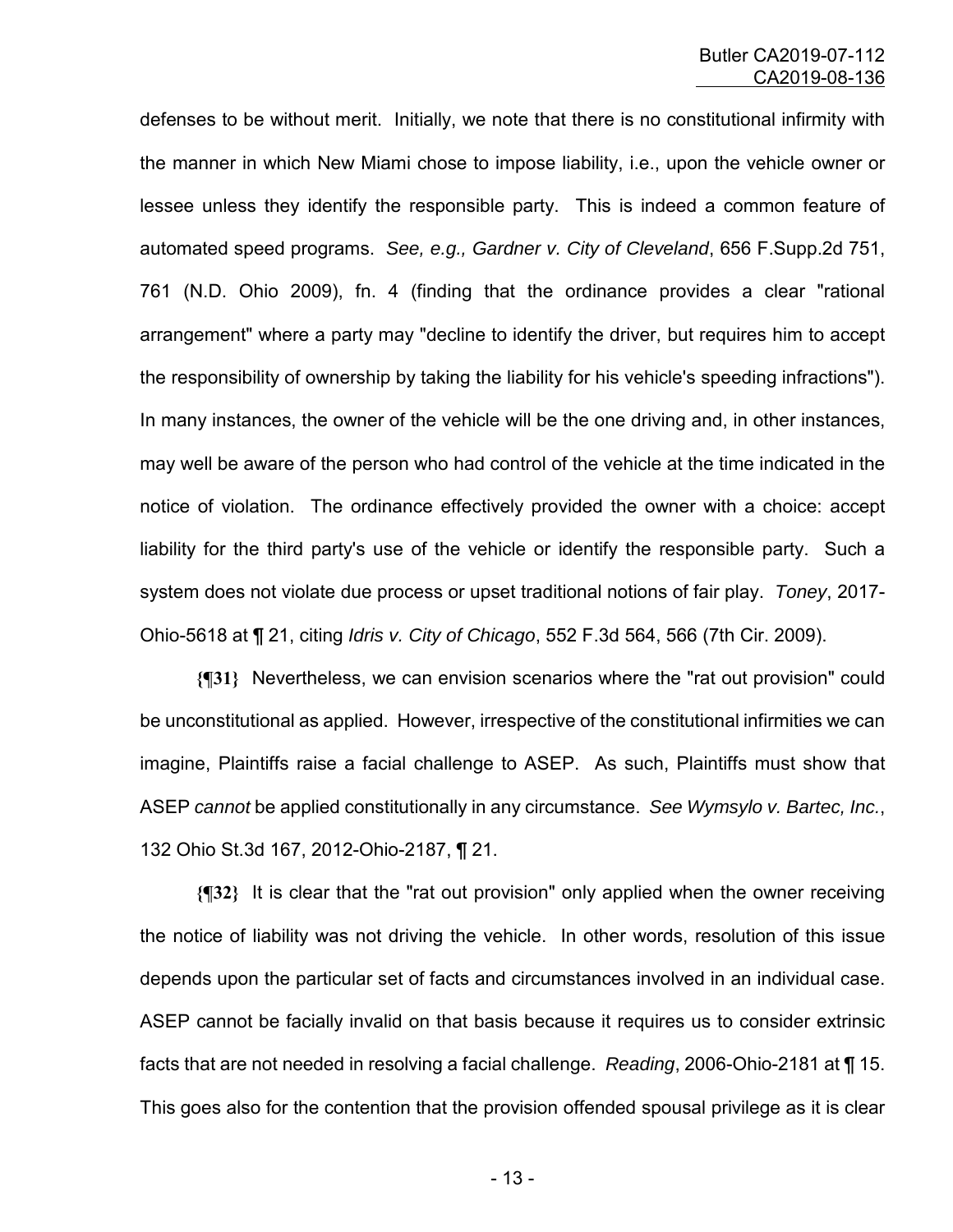defenses to be without merit. Initially, we note that there is no constitutional infirmity with the manner in which New Miami chose to impose liability, i.e., upon the vehicle owner or lessee unless they identify the responsible party. This is indeed a common feature of automated speed programs. *See, e.g., Gardner v. City of Cleveland*, 656 F.Supp.2d 751, 761 (N.D. Ohio 2009), fn. 4 (finding that the ordinance provides a clear "rational arrangement" where a party may "decline to identify the driver, but requires him to accept the responsibility of ownership by taking the liability for his vehicle's speeding infractions"). In many instances, the owner of the vehicle will be the one driving and, in other instances, may well be aware of the person who had control of the vehicle at the time indicated in the notice of violation. The ordinance effectively provided the owner with a choice: accept liability for the third party's use of the vehicle or identify the responsible party. Such a system does not violate due process or upset traditional notions of fair play. *Toney*, 2017-Ohio-5618 at ¶ 21, citing *Idris v. City of Chicago*, 552 F.3d 564, 566 (7th Cir. 2009).

**{¶31}** Nevertheless, we can envision scenarios where the "rat out provision" could be unconstitutional as applied. However, irrespective of the constitutional infirmities we can imagine, Plaintiffs raise a facial challenge to ASEP. As such, Plaintiffs must show that ASEP *cannot* be applied constitutionally in any circumstance. *See Wymsylo v. Bartec, Inc.*, 132 Ohio St.3d 167, 2012-Ohio-2187, ¶ 21.

**{¶32}** It is clear that the "rat out provision" only applied when the owner receiving the notice of liability was not driving the vehicle. In other words, resolution of this issue depends upon the particular set of facts and circumstances involved in an individual case. ASEP cannot be facially invalid on that basis because it requires us to consider extrinsic facts that are not needed in resolving a facial challenge. *Reading*, 2006-Ohio-2181 at ¶ 15. This goes also for the contention that the provision offended spousal privilege as it is clear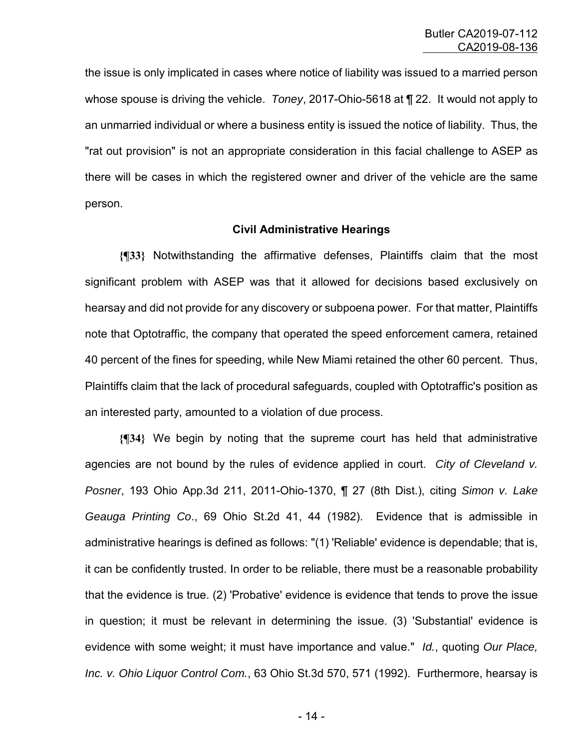the issue is only implicated in cases where notice of liability was issued to a married person whose spouse is driving the vehicle. *Toney*, 2017-Ohio-5618 at ¶ 22. It would not apply to an unmarried individual or where a business entity is issued the notice of liability. Thus, the "rat out provision" is not an appropriate consideration in this facial challenge to ASEP as there will be cases in which the registered owner and driver of the vehicle are the same person.

### Civil Administrative Hearings

**{¶33}** Notwithstanding the affirmative defenses, Plaintiffs claim that the most significant problem with ASEP was that it allowed for decisions based exclusively on hearsay and did not provide for any discovery or subpoena power. For that matter, Plaintiffs note that Optotraffic, the company that operated the speed enforcement camera, retained 40 percent of the fines for speeding, while New Miami retained the other 60 percent. Thus, Plaintiffs claim that the lack of procedural safeguards, coupled with Optotraffic's position as an interested party, amounted to a violation of due process.

**{¶34}** We begin by noting that the supreme court has held that administrative agencies are not bound by the rules of evidence applied in court. *City of Cleveland v. Posner*, 193 Ohio App.3d 211, 2011-Ohio-1370, ¶ 27 (8th Dist.), citing *Simon v. Lake Geauga Printing Co*., 69 Ohio St.2d 41, 44 (1982). Evidence that is admissible in administrative hearings is defined as follows: "(1) 'Reliable' evidence is dependable; that is, it can be confidently trusted. In order to be reliable, there must be a reasonable probability that the evidence is true. (2) 'Probative' evidence is evidence that tends to prove the issue in question; it must be relevant in determining the issue. (3) 'Substantial' evidence is evidence with some weight; it must have importance and value." *Id.*, quoting *Our Place, Inc. v. Ohio Liquor Control Com.*, 63 Ohio St.3d 570, 571 (1992). Furthermore, hearsay is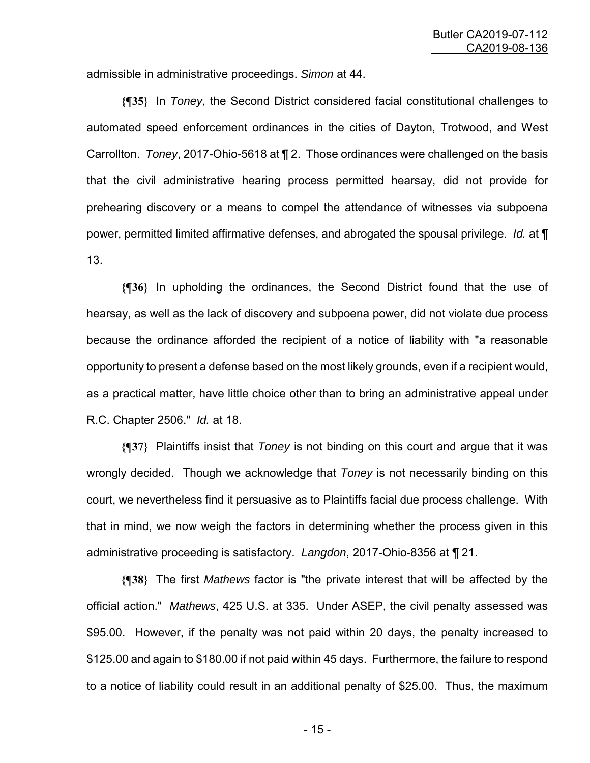admissible in administrative proceedings. *Simon* at 44.

**{¶35}** In *Toney*, the Second District considered facial constitutional challenges to automated speed enforcement ordinances in the cities of Dayton, Trotwood, and West Carrollton. *Toney*, 2017-Ohio-5618 at ¶ 2. Those ordinances were challenged on the basis that the civil administrative hearing process permitted hearsay, did not provide for prehearing discovery or a means to compel the attendance of witnesses via subpoena power, permitted limited affirmative defenses, and abrogated the spousal privilege. *Id.* at ¶ 13.

**{¶36}** In upholding the ordinances, the Second District found that the use of hearsay, as well as the lack of discovery and subpoena power, did not violate due process because the ordinance afforded the recipient of a notice of liability with "a reasonable opportunity to present a defense based on the most likely grounds, even if a recipient would, as a practical matter, have little choice other than to bring an administrative appeal under R.C. Chapter 2506." *Id.* at 18.

**{¶37}** Plaintiffs insist that *Toney* is not binding on this court and argue that it was wrongly decided. Though we acknowledge that *Toney* is not necessarily binding on this court, we nevertheless find it persuasive as to Plaintiffs facial due process challenge. With that in mind, we now weigh the factors in determining whether the process given in this administrative proceeding is satisfactory. *Langdon*, 2017-Ohio-8356 at ¶ 21.

**{¶38}** The first *Mathews* factor is "the private interest that will be affected by the official action." *Mathews*, 425 U.S. at 335. Under ASEP, the civil penalty assessed was $95.00. However, if the penalty was not paid within 20 days, the penalty increased to $125.00 and again to $180.00 if not paid within 45 days. Furthermore, the failure to respond to a notice of liability could result in an additional penalty of $25.00. Thus, the maximum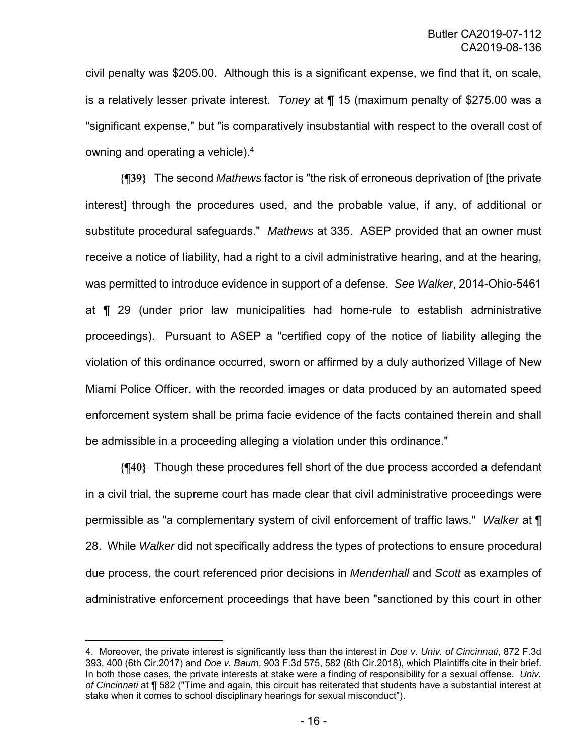civil penalty was $205.00. Although this is a significant expense, we find that it, on scale, is a relatively lesser private interest. *Toney* at ¶ 15 (maximum penalty of $275.00 was a "significant expense," but "is comparatively insubstantial with respect to the overall cost of owning and operating a vehicle).[4]

**{¶39}** The second *Mathews* factor is "the risk of erroneous deprivation of [the private interest] through the procedures used, and the probable value, if any, of additional or substitute procedural safeguards." *Mathews* at 335. ASEP provided that an owner must receive a notice of liability, had a right to a civil administrative hearing, and at the hearing, was permitted to introduce evidence in support of a defense. *See Walker*, 2014-Ohio-5461 at ¶ 29 (under prior law municipalities had home-rule to establish administrative proceedings). Pursuant to ASEP a "certified copy of the notice of liability alleging the violation of this ordinance occurred, sworn or affirmed by a duly authorized Village of New Miami Police Officer, with the recorded images or data produced by an automated speed enforcement system shall be prima facie evidence of the facts contained therein and shall be admissible in a proceeding alleging a violation under this ordinance."

**{¶40}** Though these procedures fell short of the due process accorded a defendant in a civil trial, the supreme court has made clear that civil administrative proceedings were permissible as "a complementary system of civil enforcement of traffic laws." *Walker* at ¶ 28. While *Walker* did not specifically address the types of protections to ensure procedural due process, the court referenced prior decisions in *Mendenhall* and *Scott* as examples of administrative enforcement proceedings that have been "sanctioned by this court in other

---

4. Moreover, the private interest is significantly less than the interest in *Doe v. Univ. of Cincinnati*, 872 F.3d 393, 400 (6th Cir.2017) and *Doe v. Baum*, 903 F.3d 575, 582 (6th Cir.2018), which Plaintiffs cite in their brief. In both those cases, the private interests at stake were a finding of responsibility for a sexual offense. *Univ. of Cincinnati* at ¶ 582 ("Time and again, this circuit has reiterated that students have a substantial interest at stake when it comes to school disciplinary hearings for sexual misconduct").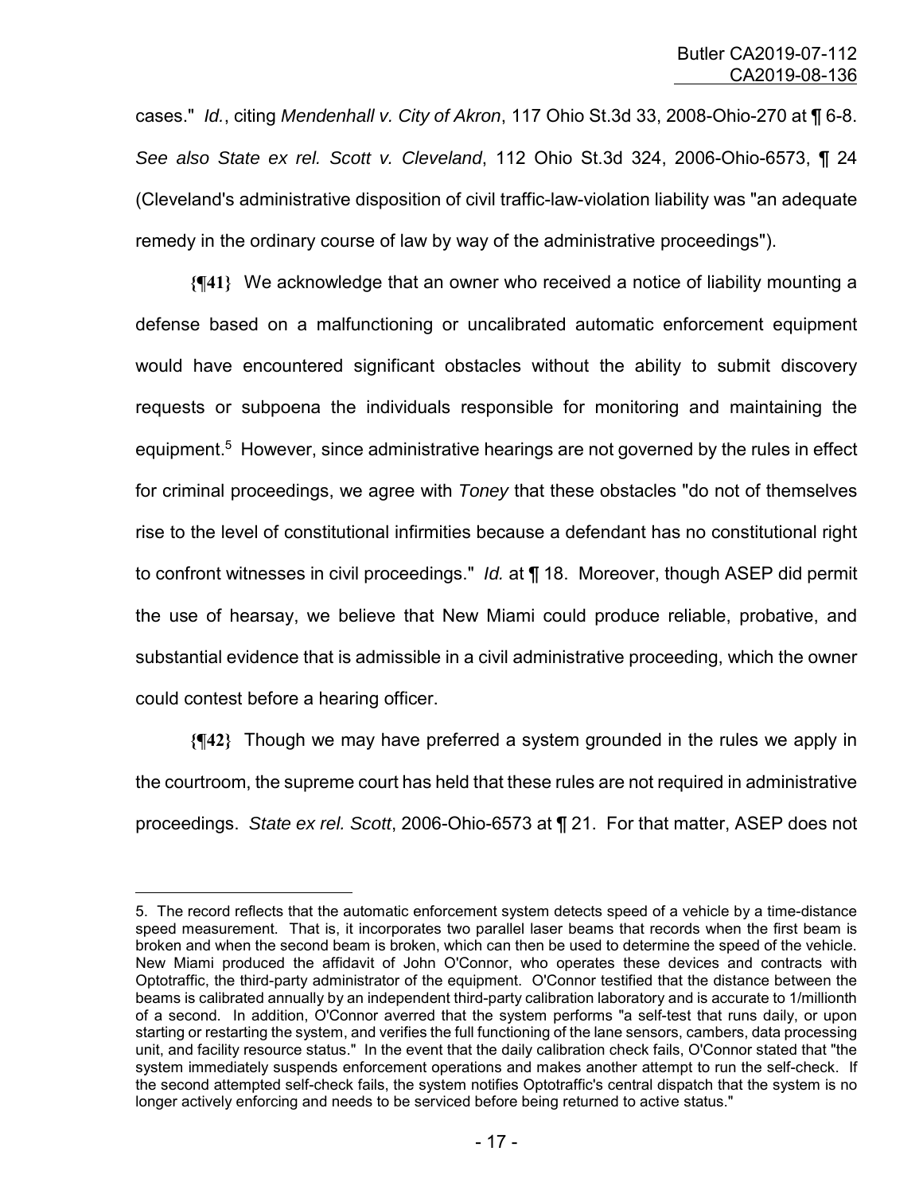cases." *Id.*, citing *Mendenhall v. City of Akron*, 117 Ohio St.3d 33, 2008-Ohio-270 at ¶ 6-8. *See also State ex rel. Scott v. Cleveland*, 112 Ohio St.3d 324, 2006-Ohio-6573, ¶ 24 (Cleveland's administrative disposition of civil traffic-law-violation liability was "an adequate remedy in the ordinary course of law by way of the administrative proceedings").

**{¶41}** We acknowledge that an owner who received a notice of liability mounting a defense based on a malfunctioning or uncalibrated automatic enforcement equipment would have encountered significant obstacles without the ability to submit discovery requests or subpoena the individuals responsible for monitoring and maintaining the equipment.[5] However, since administrative hearings are not governed by the rules in effect for criminal proceedings, we agree with *Toney* that these obstacles "do not of themselves rise to the level of constitutional infirmities because a defendant has no constitutional right to confront witnesses in civil proceedings." *Id.* at ¶ 18. Moreover, though ASEP did permit the use of hearsay, we believe that New Miami could produce reliable, probative, and substantial evidence that is admissible in a civil administrative proceeding, which the owner could contest before a hearing officer.

**{¶42}** Though we may have preferred a system grounded in the rules we apply in the courtroom, the supreme court has held that these rules are not required in administrative proceedings. *State ex rel. Scott*, 2006-Ohio-6573 at ¶ 21. For that matter, ASEP does not

---

5. The record reflects that the automatic enforcement system detects speed of a vehicle by a time-distance speed measurement. That is, it incorporates two parallel laser beams that records when the first beam is broken and when the second beam is broken, which can then be used to determine the speed of the vehicle. New Miami produced the affidavit of John O'Connor, who operates these devices and contracts with Optotraffic, the third-party administrator of the equipment. O'Connor testified that the distance between the beams is calibrated annually by an independent third-party calibration laboratory and is accurate to 1/millionth of a second. In addition, O'Connor averred that the system performs "a self-test that runs daily, or upon starting or restarting the system, and verifies the full functioning of the lane sensors, cambers, data processing unit, and facility resource status." In the event that the daily calibration check fails, O'Connor stated that "the system immediately suspends enforcement operations and makes another attempt to run the self-check. If the second attempted self-check fails, the system notifies Optotraffic's central dispatch that the system is no longer actively enforcing and needs to be serviced before being returned to active status."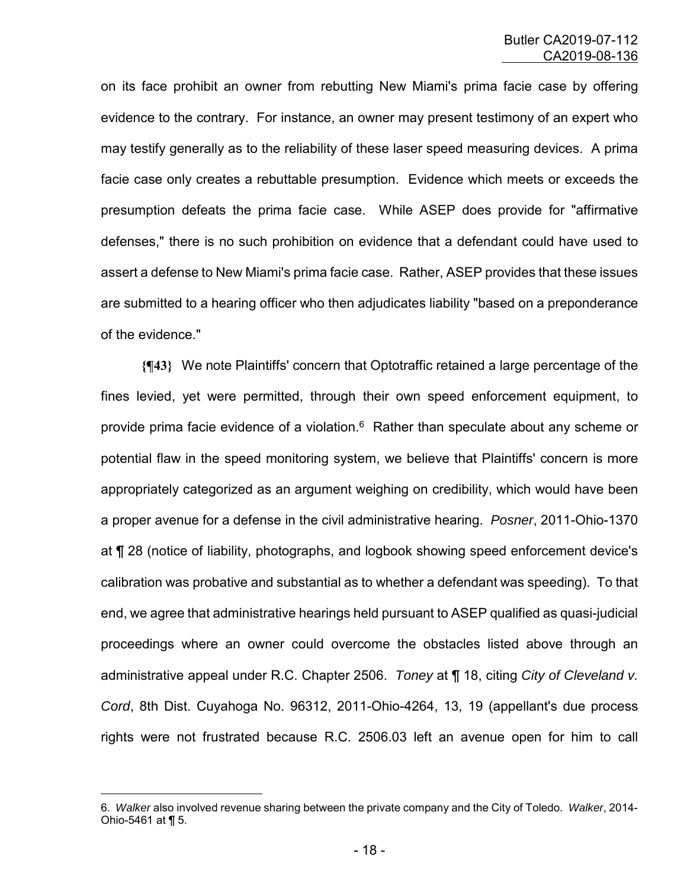on its face prohibit an owner from rebutting New Miami's prima facie case by offering evidence to the contrary. For instance, an owner may present testimony of an expert who may testify generally as to the reliability of these laser speed measuring devices. A prima facie case only creates a rebuttable presumption. Evidence which meets or exceeds the presumption defeats the prima facie case. While ASEP does provide for "affirmative defenses," there is no such prohibition on evidence that a defendant could have used to assert a defense to New Miami's prima facie case. Rather, ASEP provides that these issues are submitted to a hearing officer who then adjudicates liability "based on a preponderance of the evidence."

**{¶43}** We note Plaintiffs' concern that Optotraffic retained a large percentage of the fines levied, yet were permitted, through their own speed enforcement equipment, to provide prima facie evidence of a violation.[6] Rather than speculate about any scheme or potential flaw in the speed monitoring system, we believe that Plaintiffs' concern is more appropriately categorized as an argument weighing on credibility, which would have been a proper avenue for a defense in the civil administrative hearing. *Posner*, 2011-Ohio-1370 at ¶ 28 (notice of liability, photographs, and logbook showing speed enforcement device's calibration was probative and substantial as to whether a defendant was speeding). To that end, we agree that administrative hearings held pursuant to ASEP qualified as quasi-judicial proceedings where an owner could overcome the obstacles listed above through an administrative appeal under R.C. Chapter 2506. *Toney* at ¶ 18, citing *City of Cleveland v. Cord*, 8th Dist. Cuyahoga No. 96312, 2011-Ohio-4264, 13, 19 (appellant's due process rights were not frustrated because R.C. 2506.03 left an avenue open for him to call

---

6. *Walker* also involved revenue sharing between the private company and the City of Toledo. *Walker*, 2014-Ohio-5461 at ¶ 5.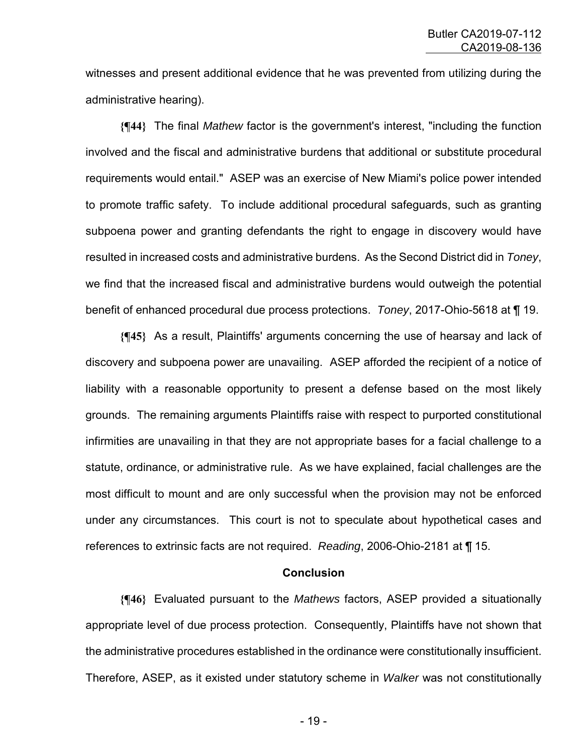witnesses and present additional evidence that he was prevented from utilizing during the administrative hearing).

**{¶44}** The final *Mathew* factor is the government's interest, "including the function involved and the fiscal and administrative burdens that additional or substitute procedural requirements would entail." ASEP was an exercise of New Miami's police power intended to promote traffic safety. To include additional procedural safeguards, such as granting subpoena power and granting defendants the right to engage in discovery would have resulted in increased costs and administrative burdens. As the Second District did in *Toney*, we find that the increased fiscal and administrative burdens would outweigh the potential benefit of enhanced procedural due process protections. *Toney*, 2017-Ohio-5618 at ¶ 19.

**{¶45}** As a result, Plaintiffs' arguments concerning the use of hearsay and lack of discovery and subpoena power are unavailing. ASEP afforded the recipient of a notice of liability with a reasonable opportunity to present a defense based on the most likely grounds. The remaining arguments Plaintiffs raise with respect to purported constitutional infirmities are unavailing in that they are not appropriate bases for a facial challenge to a statute, ordinance, or administrative rule. As we have explained, facial challenges are the most difficult to mount and are only successful when the provision may not be enforced under any circumstances. This court is not to speculate about hypothetical cases and references to extrinsic facts are not required. *Reading*, 2006-Ohio-2181 at ¶ 15.

## Conclusion

**{¶46}** Evaluated pursuant to the *Mathews* factors, ASEP provided a situationally appropriate level of due process protection. Consequently, Plaintiffs have not shown that the administrative procedures established in the ordinance were constitutionally insufficient. Therefore, ASEP, as it existed under statutory scheme in *Walker* was not constitutionally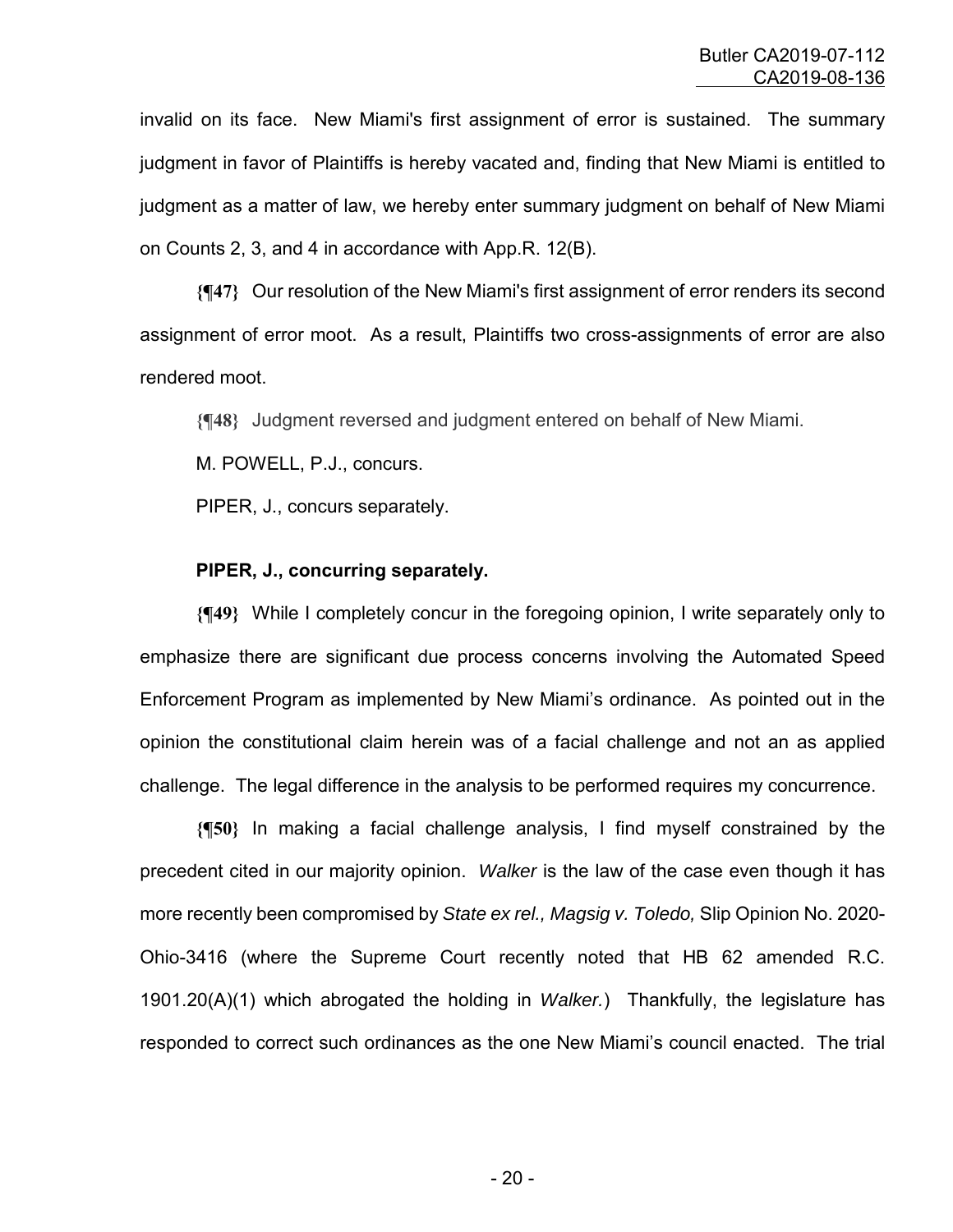invalid on its face. New Miami's first assignment of error is sustained. The summary judgment in favor of Plaintiffs is hereby vacated and, finding that New Miami is entitled to judgment as a matter of law, we hereby enter summary judgment on behalf of New Miami on Counts 2, 3, and 4 in accordance with App.R. 12(B).

**{¶47}** Our resolution of the New Miami's first assignment of error renders its second assignment of error moot. As a result, Plaintiffs two cross-assignments of error are also rendered moot.

**{¶48}** Judgment reversed and judgment entered on behalf of New Miami.

M. POWELL, P.J., concurs.

PIPER, J., concurs separately.

**PIPER, J., concurring separately.**

**{¶49}** While I completely concur in the foregoing opinion, I write separately only to emphasize there are significant due process concerns involving the Automated Speed Enforcement Program as implemented by New Miami's ordinance. As pointed out in the opinion the constitutional claim herein was of a facial challenge and not an as applied challenge. The legal difference in the analysis to be performed requires my concurrence.

**{¶50}** In making a facial challenge analysis, I find myself constrained by the precedent cited in our majority opinion. *Walker* is the law of the case even though it has more recently been compromised by *State ex rel., Magsig v. Toledo,* Slip Opinion No. 2020-Ohio-3416 (where the Supreme Court recently noted that HB 62 amended R.C. 1901.20(A)(1) which abrogated the holding in *Walker.*) Thankfully, the legislature has responded to correct such ordinances as the one New Miami's council enacted. The trial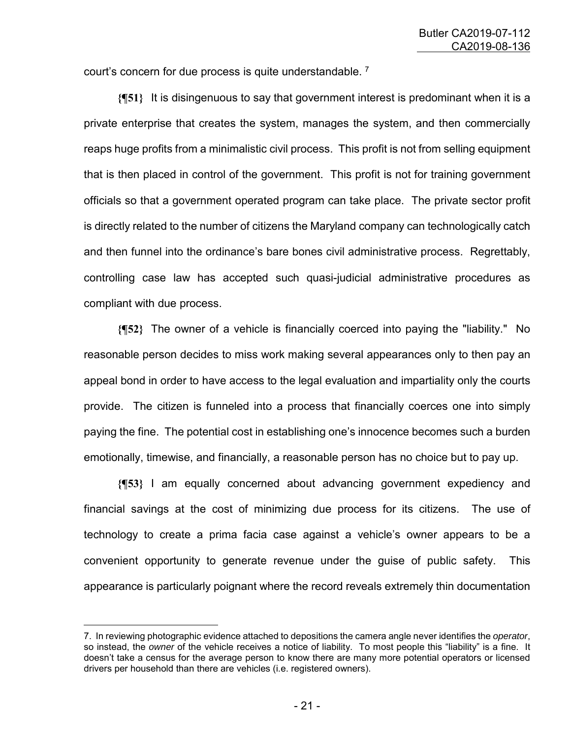court's concern for due process is quite understandable. [7]

**{¶51}** It is disingenuous to say that government interest is predominant when it is a private enterprise that creates the system, manages the system, and then commercially reaps huge profits from a minimalistic civil process. This profit is not from selling equipment that is then placed in control of the government. This profit is not for training government officials so that a government operated program can take place. The private sector profit is directly related to the number of citizens the Maryland company can technologically catch and then funnel into the ordinance's bare bones civil administrative process. Regrettably, controlling case law has accepted such quasi-judicial administrative procedures as compliant with due process.

**{¶52}** The owner of a vehicle is financially coerced into paying the "liability." No reasonable person decides to miss work making several appearances only to then pay an appeal bond in order to have access to the legal evaluation and impartiality only the courts provide. The citizen is funneled into a process that financially coerces one into simply paying the fine. The potential cost in establishing one's innocence becomes such a burden emotionally, timewise, and financially, a reasonable person has no choice but to pay up.

**{¶53}** I am equally concerned about advancing government expediency and financial savings at the cost of minimizing due process for its citizens. The use of technology to create a prima facia case against a vehicle's owner appears to be a convenient opportunity to generate revenue under the guise of public safety. This appearance is particularly poignant where the record reveals extremely thin documentation

---

7. In reviewing photographic evidence attached to depositions the camera angle never identifies the *operator*, so instead, the *owner* of the vehicle receives a notice of liability. To most people this "liability" is a fine. It doesn't take a census for the average person to know there are many more potential operators or licensed drivers per household than there are vehicles (i.e. registered owners).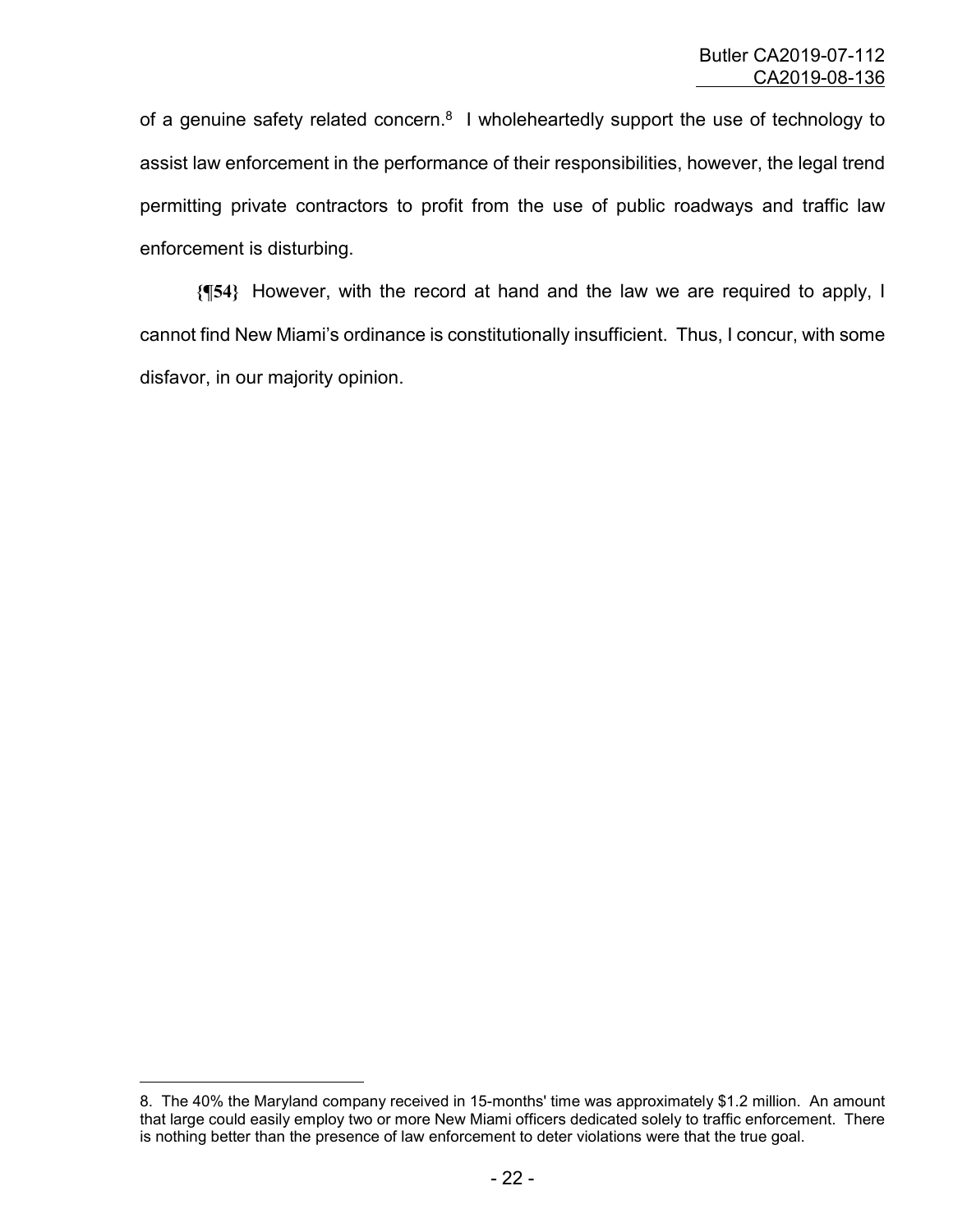of a genuine safety related concern.[8] I wholeheartedly support the use of technology to assist law enforcement in the performance of their responsibilities, however, the legal trend permitting private contractors to profit from the use of public roadways and traffic law enforcement is disturbing.

**{¶54}** However, with the record at hand and the law we are required to apply, I cannot find New Miami's ordinance is constitutionally insufficient. Thus, I concur, with some disfavor, in our majority opinion.

---

8. The 40% the Maryland company received in 15-months' time was approximately $1.2 million. An amount that large could easily employ two or more New Miami officers dedicated solely to traffic enforcement. There is nothing better than the presence of law enforcement to deter violations were that the true goal.